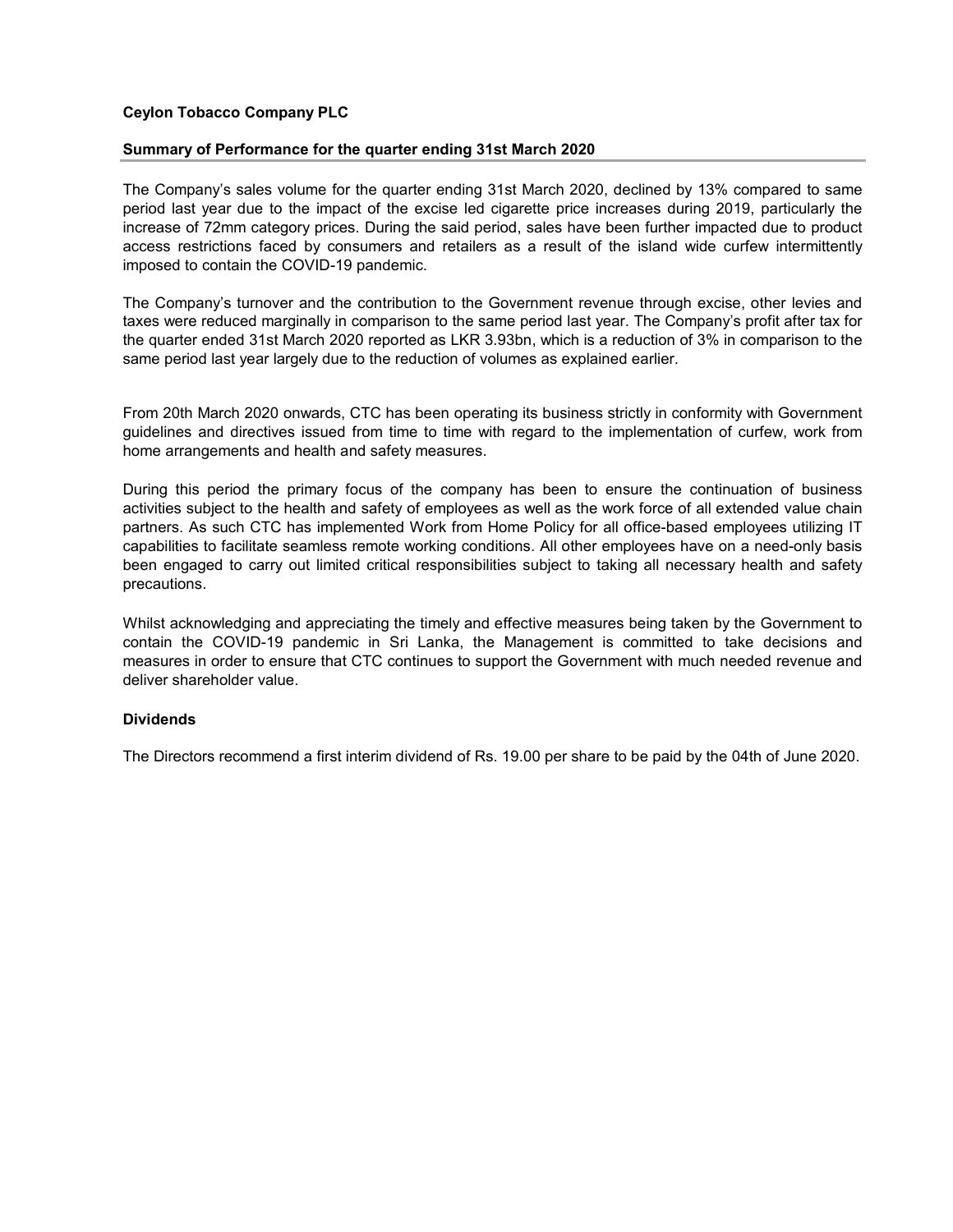**Ceylon Tobacco Company PLC**

**Summary of Performance for the quarter ending 31st March 2020**

The Company's sales volume for the quarter ending 31st March 2020, declined by 13% compared to same period last year due to the impact of the excise led cigarette price increases during 2019, particularly the increase of 72mm category prices. During the said period, sales have been further impacted due to product access restrictions faced by consumers and retailers as a result of the island wide curfew intermittently imposed to contain the COVID-19 pandemic.

The Company's turnover and the contribution to the Government revenue through excise, other levies and taxes were reduced marginally in comparison to the same period last year. The Company's profit after tax for the quarter ended 31st March 2020 reported as LKR 3.93bn, which is a reduction of 3% in comparison to the same period last year largely due to the reduction of volumes as explained earlier.

From 20th March 2020 onwards, CTC has been operating its business strictly in conformity with Government guidelines and directives issued from time to time with regard to the implementation of curfew, work from home arrangements and health and safety measures.

During this period the primary focus of the company has been to ensure the continuation of business activities subject to the health and safety of employees as well as the work force of all extended value chain partners. As such CTC has implemented Work from Home Policy for all office-based employees utilizing IT capabilities to facilitate seamless remote working conditions. All other employees have on a need-only basis been engaged to carry out limited critical responsibilities subject to taking all necessary health and safety precautions.

Whilst acknowledging and appreciating the timely and effective measures being taken by the Government to contain the COVID-19 pandemic in Sri Lanka, the Management is committed to take decisions and measures in order to ensure that CTC continues to support the Government with much needed revenue and deliver shareholder value.

**Dividends**

The Directors recommend a first interim dividend of Rs. 19.00 per share to be paid by the 04th of June 2020.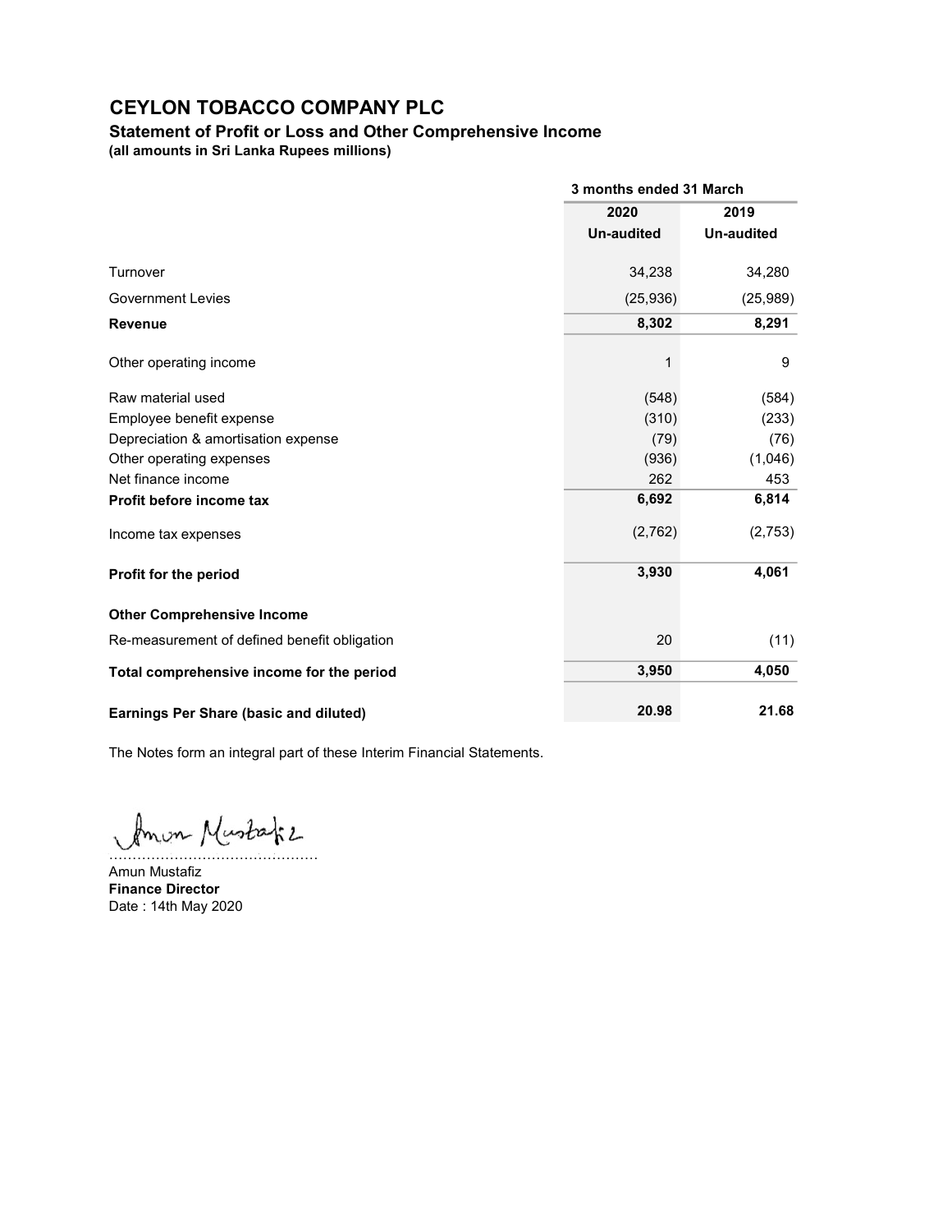# CEYLON TOBACCO COMPANY PLC

## Statement of Profit or Loss and Other Comprehensive Income

**(all amounts in Sri Lanka Rupees millions)**

| | 3 months ended 31 March | |
|---|---|---|
| | **2020** | **2019** |
| | **Un-audited** | **Un-audited** |
| Turnover | 34,238 | 34,280 |
| Government Levies | (25,936) | (25,989) |
| **Revenue** | **8,302** | **8,291** |
| Other operating income | 1 | 9 |
| Raw material used | (548) | (584) |
| Employee benefit expense | (310) | (233) |
| Depreciation & amortisation expense | (79) | (76) |
| Other operating expenses | (936) | (1,046) |
| Net finance income | 262 | 453 |
| **Profit before income tax** | **6,692** | **6,814** |
| Income tax expenses | (2,762) | (2,753) |
| **Profit for the period** | **3,930** | **4,061** |
| **Other Comprehensive Income** | | |
| Re-measurement of defined benefit obligation | 20 | (11) |
| **Total comprehensive income for the period** | **3,950** | **4,050** |
| **Earnings Per Share (basic and diluted)** | **20.98** | **21.68** |

The Notes form an integral part of these Interim Financial Statements.

………………………………………

Amun Mustafiz

**Finance Director**

Date : 14th May 2020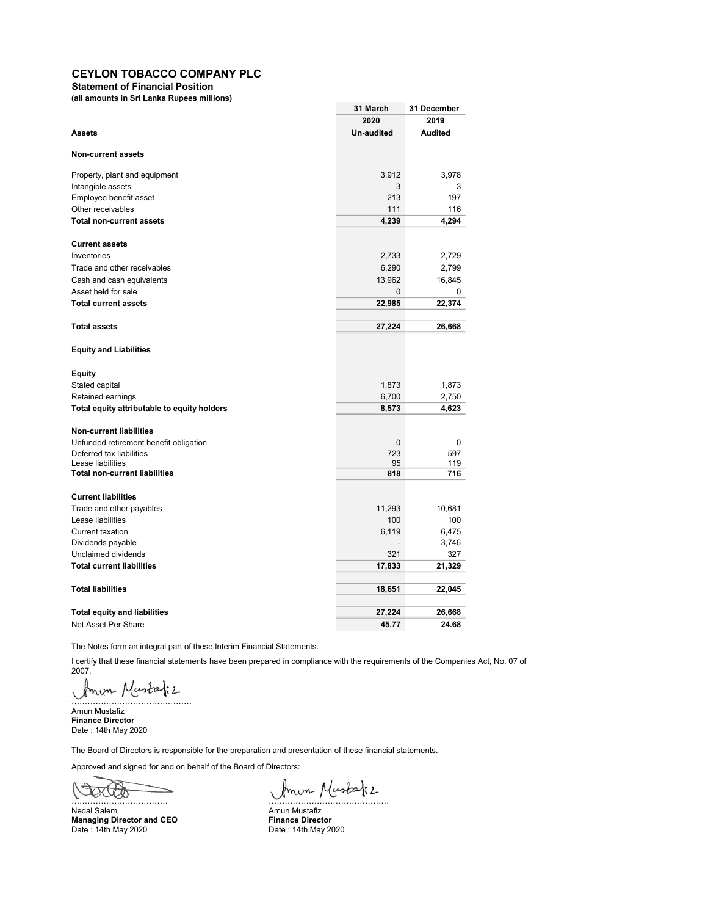# CEYLON TOBACCO COMPANY PLC

**Statement of Financial Position**

**(all amounts in Sri Lanka Rupees millions)**

| | 31 March 2020 Un-audited | 31 December 2019 Audited |
|---|---|---|
| **Assets** | | |
| **Non-current assets** | | |
| Property, plant and equipment | 3,912 | 3,978 |
| Intangible assets | 3 | 3 |
| Employee benefit asset | 213 | 197 |
| Other receivables | 111 | 116 |
| **Total non-current assets** | **4,239** | **4,294** |
| **Current assets** | | |
| Inventories | 2,733 | 2,729 |
| Trade and other receivables | 6,290 | 2,799 |
| Cash and cash equivalents | 13,962 | 16,845 |
| Asset held for sale | 0 | 0 |
| **Total current assets** | **22,985** | **22,374** |
| **Total assets** | **27,224** | **26,668** |
| **Equity and Liabilities** | | |
| **Equity** | | |
| Stated capital | 1,873 | 1,873 |
| Retained earnings | 6,700 | 2,750 |
| **Total equity attributable to equity holders** | **8,573** | **4,623** |
| **Non-current liabilities** | | |
| Unfunded retirement benefit obligation | 0 | 0 |
| Deferred tax liabilities | 723 | 597 |
| Lease liabilities | 95 | 119 |
| **Total non-current liabilities** | **818** | **716** |
| **Current liabilities** | | |
| Trade and other payables | 11,293 | 10,681 |
| Lease liabilities | 100 | 100 |
| Current taxation | 6,119 | 6,475 |
| Dividends payable | - | 3,746 |
| Unclaimed dividends | 321 | 327 |
| **Total current liabilities** | **17,833** | **21,329** |
| **Total liabilities** | **18,651** | **22,045** |
| **Total equity and liabilities** | **27,224** | **26,668** |
| Net Asset Per Share | **45.77** | **24.68** |

The Notes form an integral part of these Interim Financial Statements.

I certify that these financial statements have been prepared in compliance with the requirements of the Companies Act, No. 07 of 2007.

............................................
Amun Mustafiz
**Finance Director**
Date : 14th May 2020

The Board of Directors is responsible for the preparation and presentation of these financial statements.

Approved and signed for and on behalf of the Board of Directors:

....................................
Nedal Salem
**Managing Director and CEO**
Date : 14th May 2020

............................................
Amun Mustafiz
**Finance Director**
Date : 14th May 2020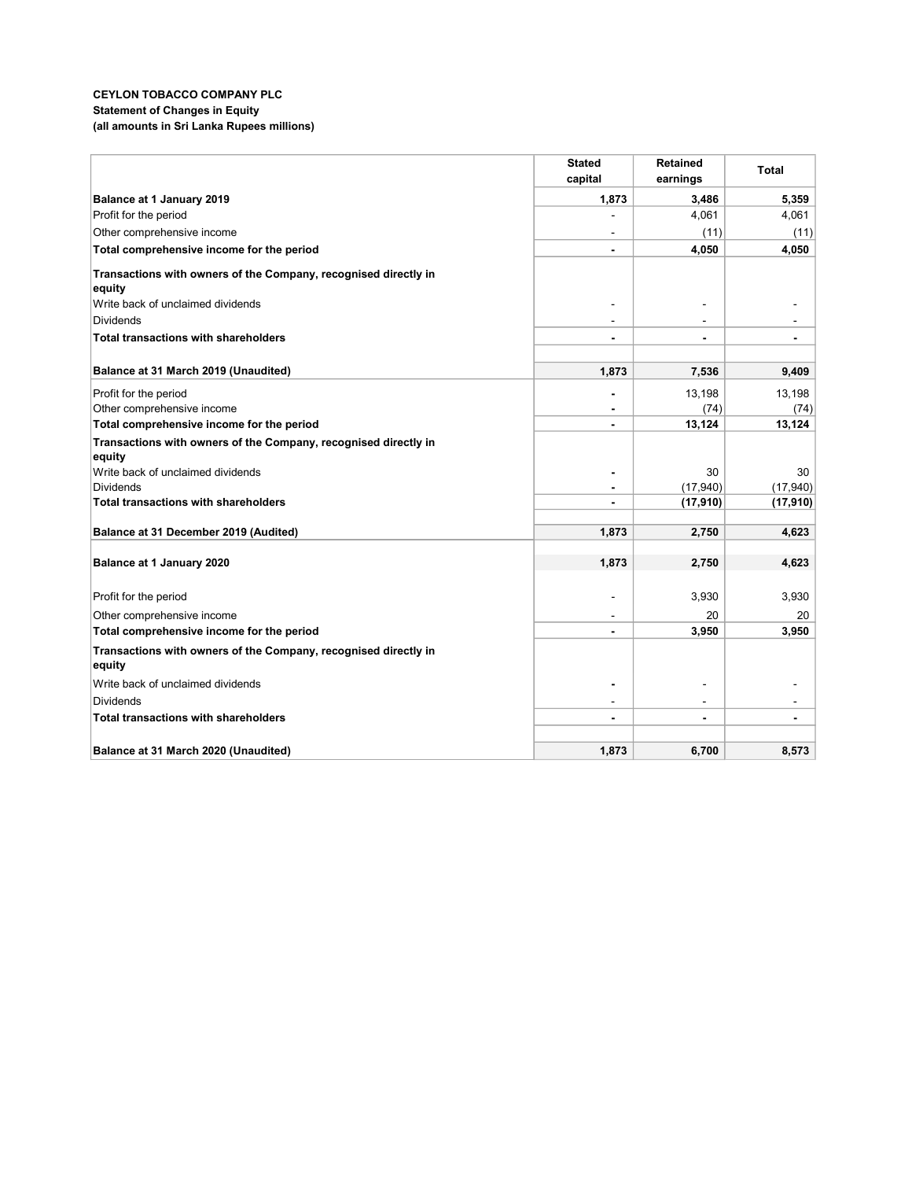**CEYLON TOBACCO COMPANY PLC**
**Statement of Changes in Equity**
**(all amounts in Sri Lanka Rupees millions)**

| | Stated capital | Retained earnings | Total |
|---|---|---|---|
| **Balance at 1 January 2019** | **1,873** | **3,486** | **5,359** |
| Profit for the period | - | 4,061 | 4,061 |
| Other comprehensive income | - | (11) | (11) |
| **Total comprehensive income for the period** | **-** | **4,050** | **4,050** |
| **Transactions with owners of the Company, recognised directly in equity** | | | |
| Write back of unclaimed dividends | - | - | - |
| Dividends | - | - | - |
| **Total transactions with shareholders** | **-** | **-** | **-** |
| | | | |
| **Balance at 31 March 2019 (Unaudited)** | **1,873** | **7,536** | **9,409** |
| Profit for the period | - | 13,198 | 13,198 |
| Other comprehensive income | - | (74) | (74) |
| **Total comprehensive income for the period** | **-** | **13,124** | **13,124** |
| **Transactions with owners of the Company, recognised directly in equity** | | | |
| Write back of unclaimed dividends | - | 30 | 30 |
| Dividends | - | (17,940) | (17,940) |
| **Total transactions with shareholders** | **-** | **(17,910)** | **(17,910)** |
| | | | |
| **Balance at 31 December 2019 (Audited)** | **1,873** | **2,750** | **4,623** |
| | | | |
| **Balance at 1 January 2020** | **1,873** | **2,750** | **4,623** |
| | | | |
| Profit for the period | - | 3,930 | 3,930 |
| Other comprehensive income | - | 20 | 20 |
| **Total comprehensive income for the period** | **-** | **3,950** | **3,950** |
| **Transactions with owners of the Company, recognised directly in equity** | | | |
| Write back of unclaimed dividends | - | - | - |
| Dividends | - | - | - |
| **Total transactions with shareholders** | **-** | **-** | **-** |
| | | | |
| **Balance at 31 March 2020 (Unaudited)** | **1,873** | **6,700** | **8,573** |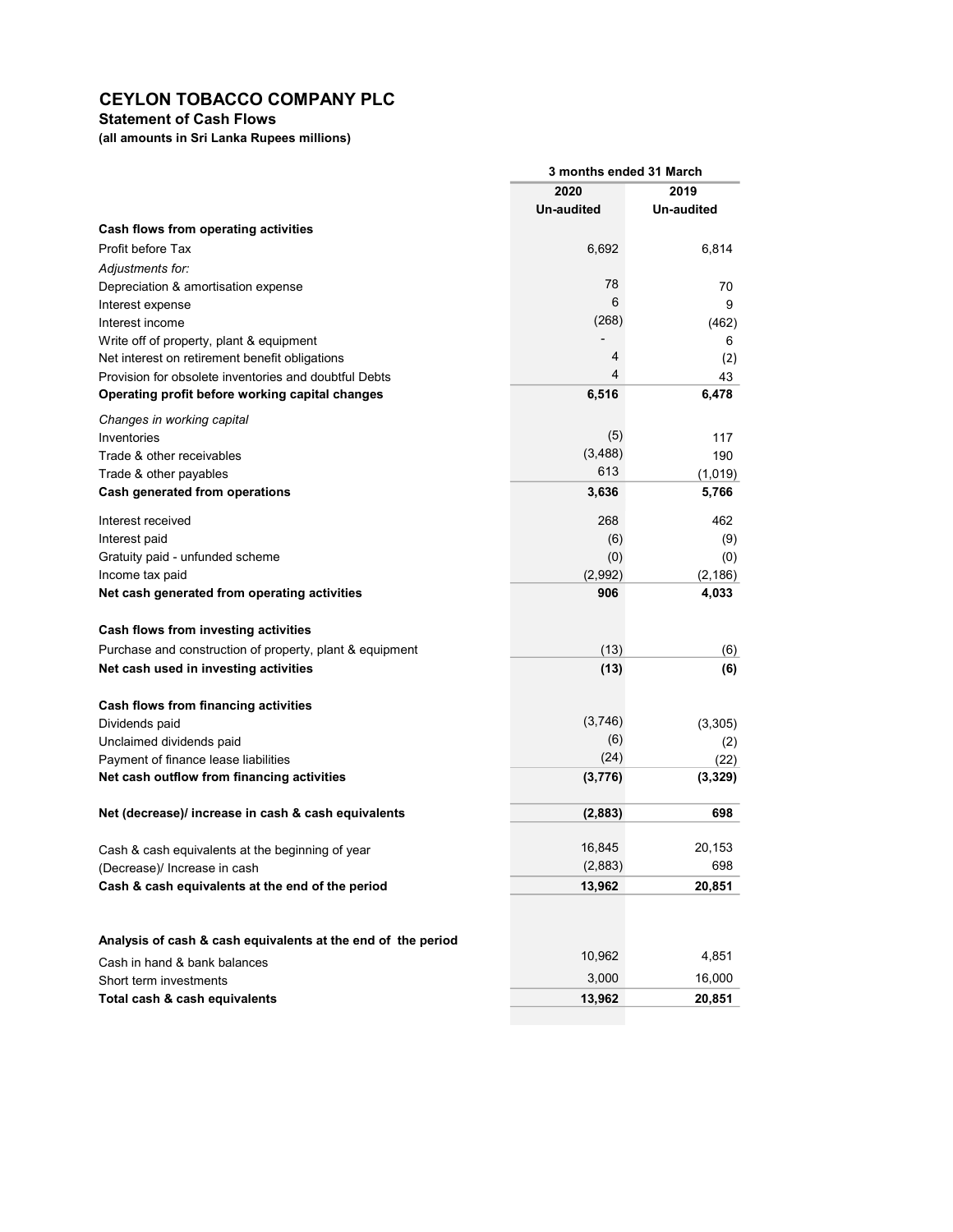# CEYLON TOBACCO COMPANY PLC

## Statement of Cash Flows

**(all amounts in Sri Lanka Rupees millions)**

| | 3 months ended 31 March | |
|---|---|---|
| | **2020** | **2019** |
| | **Un-audited** | **Un-audited** |
| **Cash flows from operating activities** | | |
| Profit before Tax | 6,692 | 6,814 |
| *Adjustments for:* | | |
| Depreciation & amortisation expense | 78 | 70 |
| Interest expense | 6 | 9 |
| Interest income | (268) | (462) |
| Write off of property, plant & equipment | - | 6 |
| Net interest on retirement benefit obligations | 4 | (2) |
| Provision for obsolete inventories and doubtful Debts | 4 | 43 |
| **Operating profit before working capital changes** | **6,516** | **6,478** |
| *Changes in working capital* | | |
| Inventories | (5) | 117 |
| Trade & other receivables | (3,488) | 190 |
| Trade & other payables | 613 | (1,019) |
| **Cash generated from operations** | **3,636** | **5,766** |
| Interest received | 268 | 462 |
| Interest paid | (6) | (9) |
| Gratuity paid - unfunded scheme | (0) | (0) |
| Income tax paid | (2,992) | (2,186) |
| **Net cash generated from operating activities** | **906** | **4,033** |
| **Cash flows from investing activities** | | |
| Purchase and construction of property, plant & equipment | (13) | (6) |
| **Net cash used in investing activities** | **(13)** | **(6)** |
| **Cash flows from financing activities** | | |
| Dividends paid | (3,746) | (3,305) |
| Unclaimed dividends paid | (6) | (2) |
| Payment of finance lease liabilities | (24) | (22) |
| **Net cash outflow from financing activities** | **(3,776)** | **(3,329)** |
| **Net (decrease)/ increase in cash & cash equivalents** | **(2,883)** | **698** |
| Cash & cash equivalents at the beginning of year | 16,845 | 20,153 |
| (Decrease)/ Increase in cash | (2,883) | 698 |
| **Cash & cash equivalents at the end of the period** | **13,962** | **20,851** |
| **Analysis of cash & cash equivalents at the end of the period** | | |
| Cash in hand & bank balances | 10,962 | 4,851 |
| Short term investments | 3,000 | 16,000 |
| **Total cash & cash equivalents** | **13,962** | **20,851** |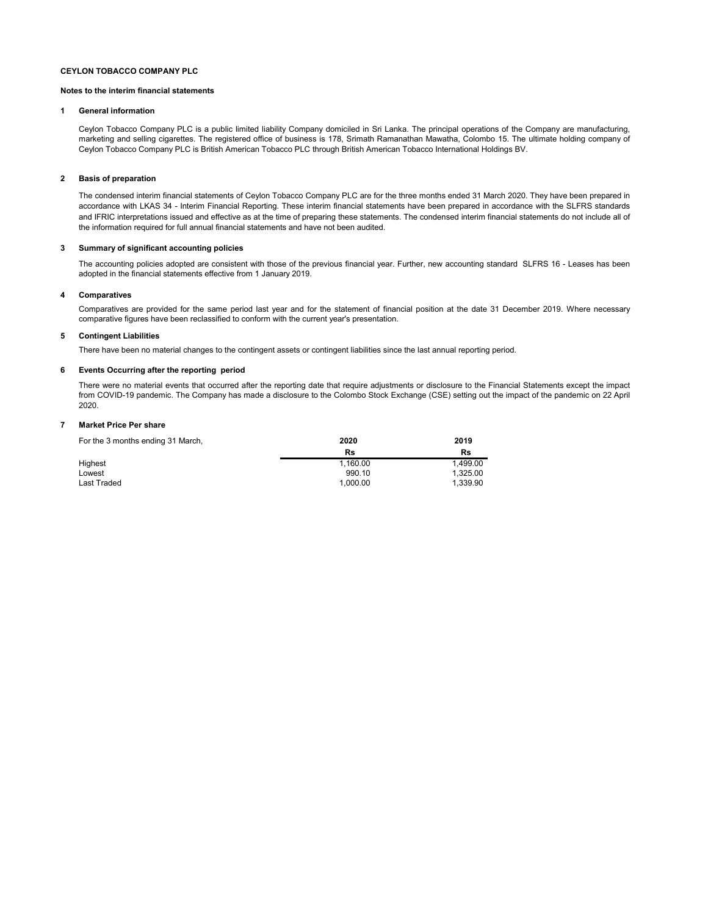**CEYLON TOBACCO COMPANY PLC**

**Notes to the interim financial statements**

### 1 General information

Ceylon Tobacco Company PLC is a public limited liability Company domiciled in Sri Lanka. The principal operations of the Company are manufacturing, marketing and selling cigarettes. The registered office of business is 178, Srimath Ramanathan Mawatha, Colombo 15. The ultimate holding company of Ceylon Tobacco Company PLC is British American Tobacco PLC through British American Tobacco International Holdings BV.

### 2 Basis of preparation

The condensed interim financial statements of Ceylon Tobacco Company PLC are for the three months ended 31 March 2020. They have been prepared in accordance with LKAS 34 - Interim Financial Reporting. These interim financial statements have been prepared in accordance with the SLFRS standards and IFRIC interpretations issued and effective as at the time of preparing these statements. The condensed interim financial statements do not include all of the information required for full annual financial statements and have not been audited.

### 3 Summary of significant accounting policies

The accounting policies adopted are consistent with those of the previous financial year. Further, new accounting standard SLFRS 16 - Leases has been adopted in the financial statements effective from 1 January 2019.

### 4 Comparatives

Comparatives are provided for the same period last year and for the statement of financial position at the date 31 December 2019. Where necessary comparative figures have been reclassified to conform with the current year's presentation.

### 5 Contingent Liabilities

There have been no material changes to the contingent assets or contingent liabilities since the last annual reporting period.

### 6 Events Occurring after the reporting period

There were no material events that occurred after the reporting date that require adjustments or disclosure to the Financial Statements except the impact from COVID-19 pandemic. The Company has made a disclosure to the Colombo Stock Exchange (CSE) setting out the impact of the pandemic on 22 April 2020.

### 7 Market Price Per share

| For the 3 months ending 31 March, | 2020 | 2019 |
|---|---|---|
| | Rs | Rs |
| Highest | 1,160.00 | 1,499.00 |
| Lowest | 990.10 | 1,325.00 |
| Last Traded | 1,000.00 | 1,339.90 |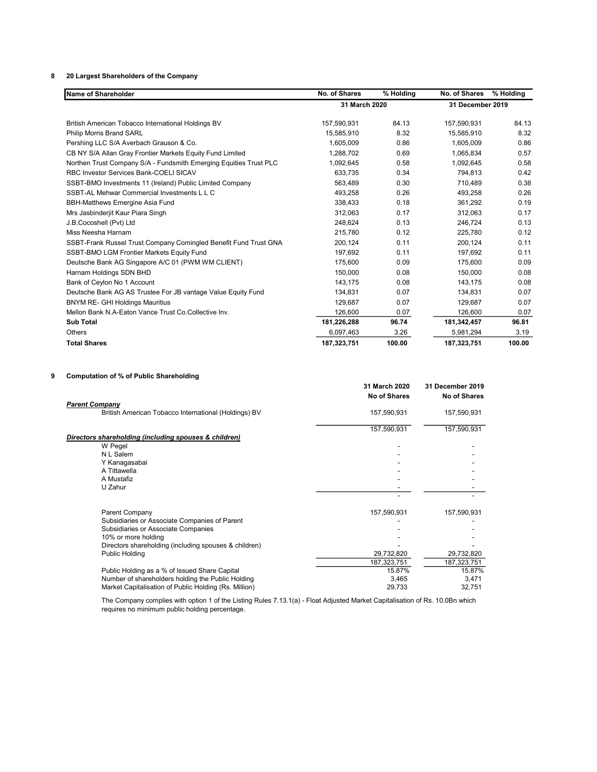## 8 20 Largest Shareholders of the Company

| Name of Shareholder | No. of Shares | % Holding | No. of Shares | % Holding |
|---|---|---|---|---|
| | 31 March 2020 | | 31 December 2019 | |
| British American Tobacco International Holdings BV | 157,590,931 | 84.13 | 157,590,931 | 84.13 |
| Philip Morris Brand SARL | 15,585,910 | 8.32 | 15,585,910 | 8.32 |
| Pershing LLC S/A Averbach Grauson & Co. | 1,605,009 | 0.86 | 1,605,009 | 0.86 |
| CB NY S/A Allan Gray Frontier Markets Equity Fund Limited | 1,288,702 | 0.69 | 1,065,834 | 0.57 |
| Northen Trust Company S/A - Fundsmith Emerging Equities Trust PLC | 1,092,645 | 0.58 | 1,092,645 | 0.58 |
| RBC Investor Services Bank-COELI SICAV | 633,735 | 0.34 | 794,813 | 0.42 |
| SSBT-BMO Investments 11 (Ireland) Public Limited Company | 563,489 | 0.30 | 710,489 | 0.38 |
| SSBT-AL Mehwar Commercial Investments L L C | 493,258 | 0.26 | 493,258 | 0.26 |
| BBH-Matthews Emergine Asia Fund | 338,433 | 0.18 | 361,292 | 0.19 |
| Mrs Jasbinderjit Kaur Piara Singh | 312,063 | 0.17 | 312,063 | 0.17 |
| J.B.Cocoshell (Pvt) Ltd | 248,624 | 0.13 | 246,724 | 0.13 |
| Miss Neesha Harnam | 215,780 | 0.12 | 225,780 | 0.12 |
| SSBT-Frank Russel Trust Company Comingled Benefit Fund Trust GNA | 200,124 | 0.11 | 200,124 | 0.11 |
| SSBT-BMO LGM Frontier Markets Equity Fund | 197,692 | 0.11 | 197,692 | 0.11 |
| Deutsche Bank AG Singapore A/C 01 (PWM WM CLIENT) | 175,600 | 0.09 | 175,600 | 0.09 |
| Harnam Holdings SDN BHD | 150,000 | 0.08 | 150,000 | 0.08 |
| Bank of Ceylon No 1 Account | 143,175 | 0.08 | 143,175 | 0.08 |
| Deutsche Bank AG AS Trustee For JB vantage Value Equity Fund | 134,831 | 0.07 | 134,831 | 0.07 |
| BNYM RE- GHI Holdings Mauritius | 129,687 | 0.07 | 129,687 | 0.07 |
| Mellon Bank N.A-Eaton Vance Trust Co.Collective Inv. | 126,600 | 0.07 | 126,600 | 0.07 |
| **Sub Total** | **181,226,288** | **96.74** | **181,342,457** | **96.81** |
| Others | 6,097,463 | 3.26 | 5,981,294 | 3.19 |
| **Total Shares** | **187,323,751** | **100.00** | **187,323,751** | **100.00** |

## 9 Computation of % of Public Shareholding

| | 31 March 2020 No of Shares | 31 December 2019 No of Shares |
|---|---|---|
| ***Parent Company*** | | |
| British American Tobacco International (Holdings) BV | 157,590,931 | 157,590,931 |
| | 157,590,931 | 157,590,931 |
| ***Directors shareholding (including spouses & children)*** | | |
| W Pegel | - | - |
| N L Salem | - | - |
| Y Kanagasabai | - | - |
| A Tittawella | - | - |
| A Mustafiz | - | - |
| U Zahur | - | - |
| | - | - |
| Parent Company | 157,590,931 | 157,590,931 |
| Subsidiaries or Associate Companies of Parent | - | - |
| Subsidiaries or Associate Companies | - | - |
| 10% or more holding | - | - |
| Directors shareholding (including spouses & children) | - | - |
| Public Holding | 29,732,820 | 29,732,820 |
| | 187,323,751 | 187,323,751 |
| Public Holding as a % of Issued Share Capital | 15.87% | 15.87% |
| Number of shareholders holding the Public Holding | 3,465 | 3,471 |
| Market Capitalisation of Public Holding (Rs. Million) | 29,733 | 32,751 |

The Company complies with option 1 of the Listing Rules 7.13.1(a) - Float Adjusted Market Capitalisation of Rs. 10.0Bn which requires no minimum public holding percentage.